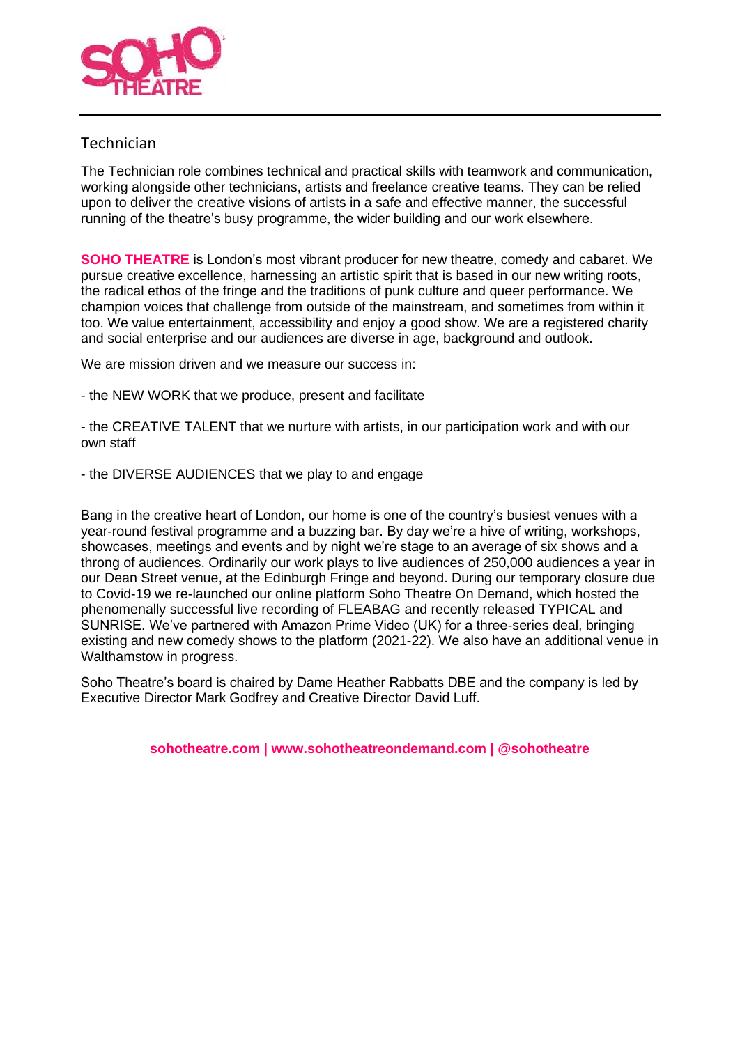# Technician

The Technician role combines technical and practical skills with teamwork and communication, working alongside other technicians, artists and freelance creative teams. They can be relied upon to deliver the creative visions of artists in a safe and effective manner, the successful running of the theatre's busy programme, the wider building and our work elsewhere.

**SOHO THEATRE** is London's most vibrant producer for new theatre, comedy and cabaret. We pursue creative excellence, harnessing an artistic spirit that is based in our new writing roots, the radical ethos of the fringe and the traditions of punk culture and queer performance. We champion voices that challenge from outside of the mainstream, and sometimes from within it too. We value entertainment, accessibility and enjoy a good show. We are a registered charity and social enterprise and our audiences are diverse in age, background and outlook.

We are mission driven and we measure our success in:

- the NEW WORK that we produce, present and facilitate

- the CREATIVE TALENT that we nurture with artists, in our participation work and with our own staff

- the DIVERSE AUDIENCES that we play to and engage

Bang in the creative heart of London, our home is one of the country's busiest venues with a year-round festival programme and a buzzing bar. By day we're a hive of writing, workshops, showcases, meetings and events and by night we're stage to an average of six shows and a throng of audiences. Ordinarily our work plays to live audiences of 250,000 audiences a year in our Dean Street venue, at the Edinburgh Fringe and beyond. During our temporary closure due to Covid-19 we re-launched our online platform Soho Theatre On Demand, which hosted the phenomenally successful live recording of FLEABAG and recently released TYPICAL and SUNRISE. We've partnered with Amazon Prime Video (UK) for a three-series deal, bringing existing and new comedy shows to the platform (2021-22). We also have an additional venue in Walthamstow in progress.

Soho Theatre's board is chaired by Dame Heather Rabbatts DBE and the company is led by Executive Director Mark Godfrey and Creative Director David Luff.

**sohotheatre.com | www.sohotheatreondemand.com | @sohotheatre**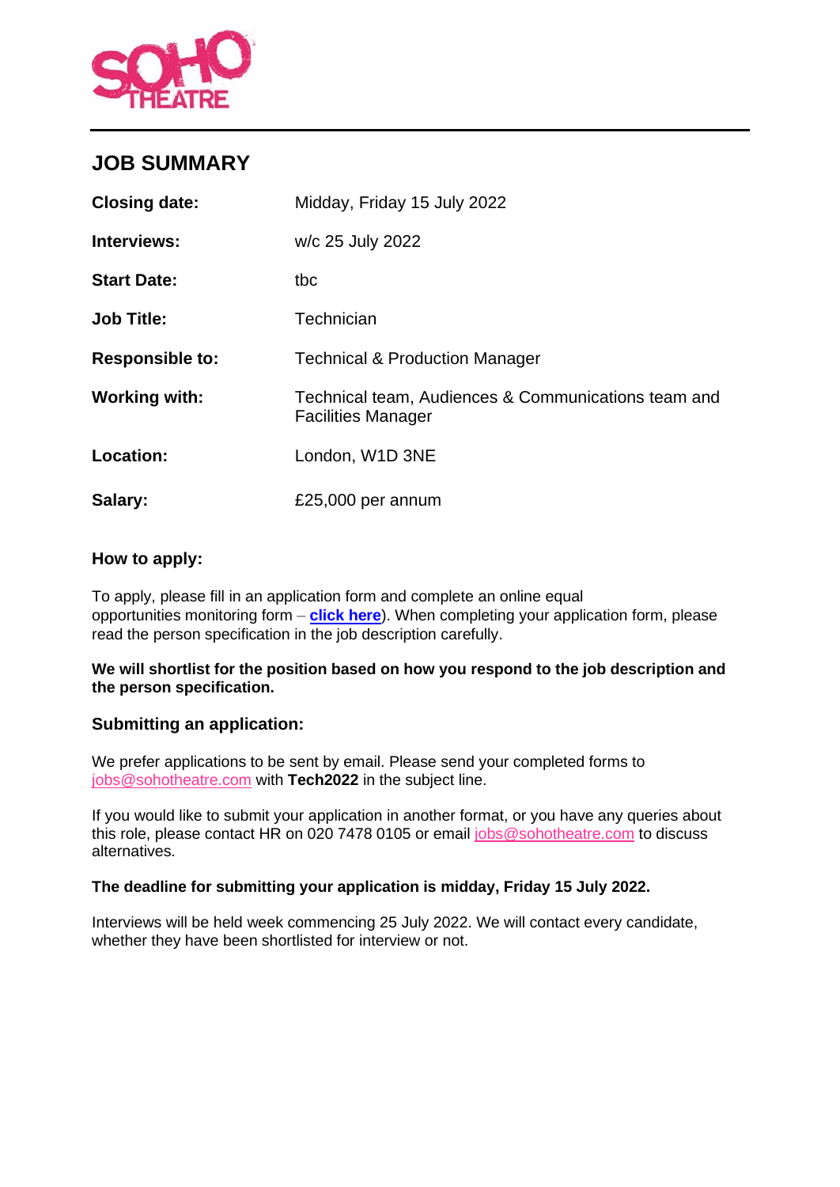## JOB SUMMARY

| | |
|---|---|
| **Closing date:** | Midday, Friday 15 July 2022 |
| **Interviews:** | w/c 25 July 2022 |
| **Start Date:** | tbc |
| **Job Title:** | Technician |
| **Responsible to:** | Technical & Production Manager |
| **Working with:** | Technical team, Audiences & Communications team and Facilities Manager |
| **Location:** | London, W1D 3NE |
| **Salary:** | £25,000 per annum |

### How to apply:

To apply, please fill in an application form and complete an online equal opportunities monitoring form – **click here**). When completing your application form, please read the person specification in the job description carefully.

**We will shortlist for the position based on how you respond to the job description and the person specification.**

### Submitting an application:

We prefer applications to be sent by email. Please send your completed forms to jobs@sohotheatre.com with **Tech2022** in the subject line.

If you would like to submit your application in another format, or you have any queries about this role, please contact HR on 020 7478 0105 or email jobs@sohotheatre.com to discuss alternatives.

**The deadline for submitting your application is midday, Friday 15 July 2022.**

Interviews will be held week commencing 25 July 2022. We will contact every candidate, whether they have been shortlisted for interview or not.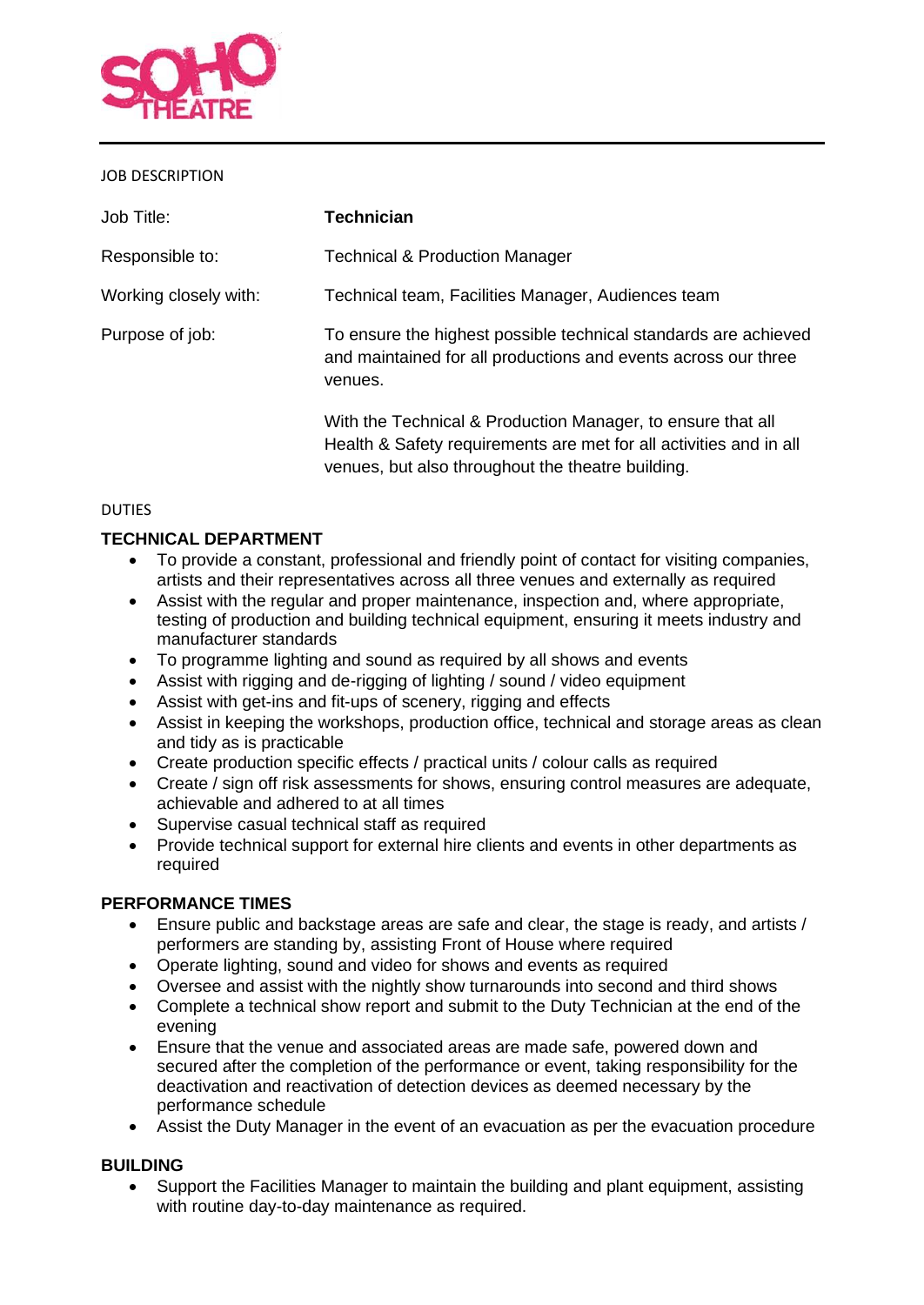JOB DESCRIPTION

| | |
|---|---|
| Job Title: | **Technician** |
| Responsible to: | Technical & Production Manager |
| Working closely with: | Technical team, Facilities Manager, Audiences team |
| Purpose of job: | To ensure the highest possible technical standards are achieved and maintained for all productions and events across our three venues.<br><br>With the Technical & Production Manager, to ensure that all Health & Safety requirements are met for all activities and in all venues, but also throughout the theatre building. |

DUTIES

**TECHNICAL DEPARTMENT**

- To provide a constant, professional and friendly point of contact for visiting companies, artists and their representatives across all three venues and externally as required
- Assist with the regular and proper maintenance, inspection and, where appropriate, testing of production and building technical equipment, ensuring it meets industry and manufacturer standards
- To programme lighting and sound as required by all shows and events
- Assist with rigging and de-rigging of lighting / sound / video equipment
- Assist with get-ins and fit-ups of scenery, rigging and effects
- Assist in keeping the workshops, production office, technical and storage areas as clean and tidy as is practicable
- Create production specific effects / practical units / colour calls as required
- Create / sign off risk assessments for shows, ensuring control measures are adequate, achievable and adhered to at all times
- Supervise casual technical staff as required
- Provide technical support for external hire clients and events in other departments as required

**PERFORMANCE TIMES**

- Ensure public and backstage areas are safe and clear, the stage is ready, and artists / performers are standing by, assisting Front of House where required
- Operate lighting, sound and video for shows and events as required
- Oversee and assist with the nightly show turnarounds into second and third shows
- Complete a technical show report and submit to the Duty Technician at the end of the evening
- Ensure that the venue and associated areas are made safe, powered down and secured after the completion of the performance or event, taking responsibility for the deactivation and reactivation of detection devices as deemed necessary by the performance schedule
- Assist the Duty Manager in the event of an evacuation as per the evacuation procedure

**BUILDING**

- Support the Facilities Manager to maintain the building and plant equipment, assisting with routine day-to-day maintenance as required.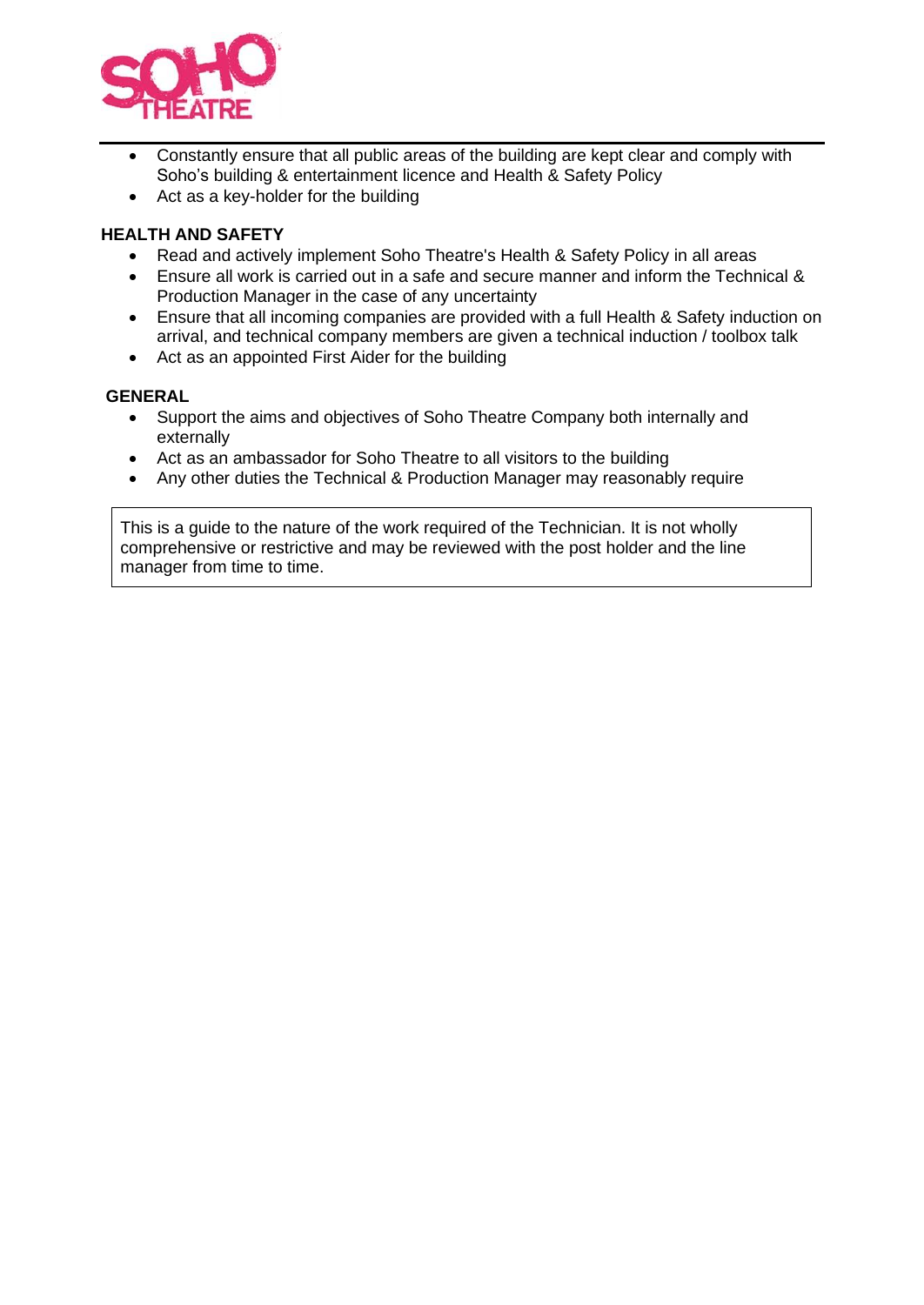- Constantly ensure that all public areas of the building are kept clear and comply with Soho's building & entertainment licence and Health & Safety Policy
- Act as a key-holder for the building

**HEALTH AND SAFETY**

- Read and actively implement Soho Theatre's Health & Safety Policy in all areas
- Ensure all work is carried out in a safe and secure manner and inform the Technical & Production Manager in the case of any uncertainty
- Ensure that all incoming companies are provided with a full Health & Safety induction on arrival, and technical company members are given a technical induction / toolbox talk
- Act as an appointed First Aider for the building

**GENERAL**

- Support the aims and objectives of Soho Theatre Company both internally and externally
- Act as an ambassador for Soho Theatre to all visitors to the building
- Any other duties the Technical & Production Manager may reasonably require

This is a guide to the nature of the work required of the Technician. It is not wholly comprehensive or restrictive and may be reviewed with the post holder and the line manager from time to time.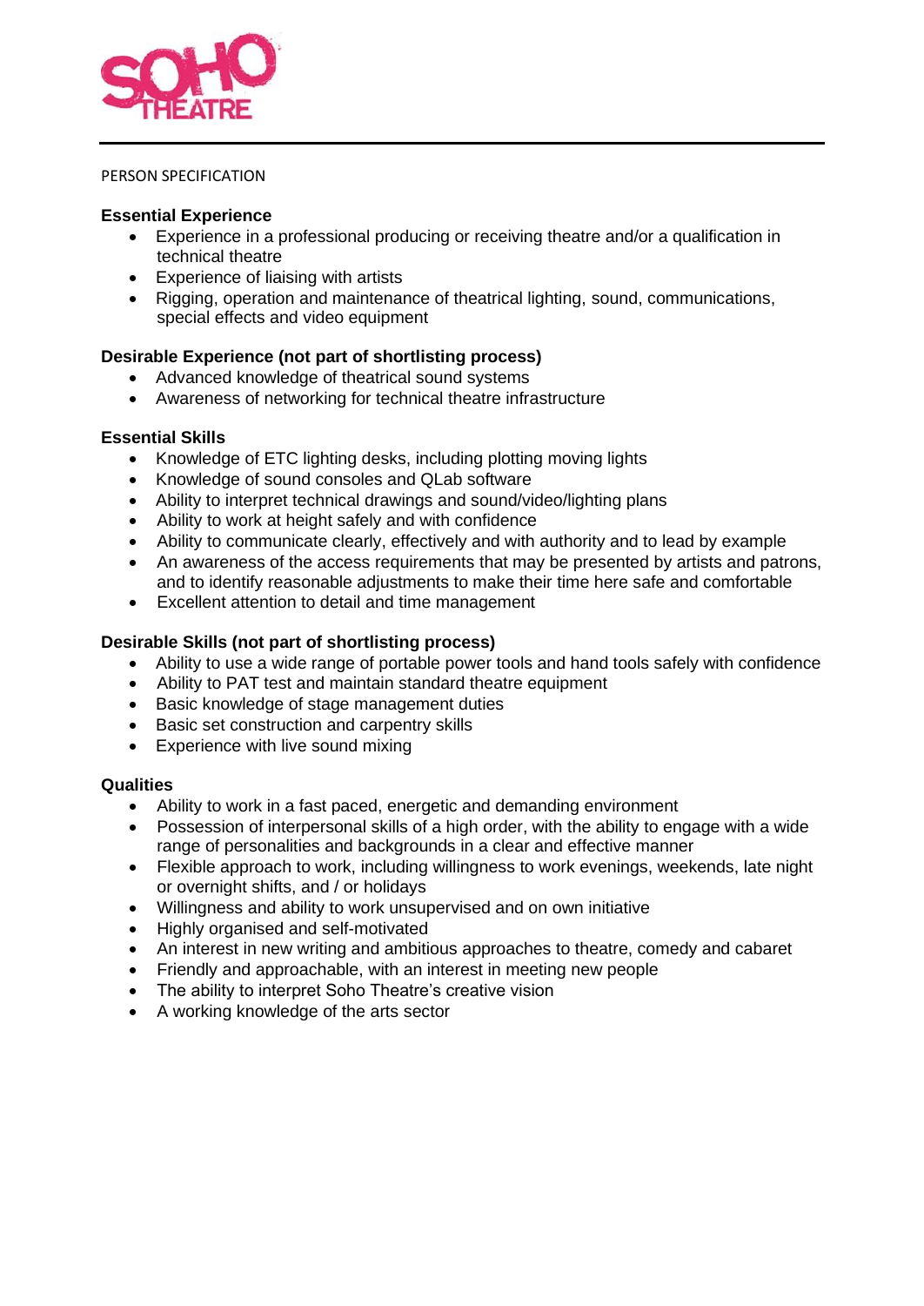PERSON SPECIFICATION

**Essential Experience**

- Experience in a professional producing or receiving theatre and/or a qualification in technical theatre
- Experience of liaising with artists
- Rigging, operation and maintenance of theatrical lighting, sound, communications, special effects and video equipment

**Desirable Experience (not part of shortlisting process)**

- Advanced knowledge of theatrical sound systems
- Awareness of networking for technical theatre infrastructure

**Essential Skills**

- Knowledge of ETC lighting desks, including plotting moving lights
- Knowledge of sound consoles and QLab software
- Ability to interpret technical drawings and sound/video/lighting plans
- Ability to work at height safely and with confidence
- Ability to communicate clearly, effectively and with authority and to lead by example
- An awareness of the access requirements that may be presented by artists and patrons, and to identify reasonable adjustments to make their time here safe and comfortable
- Excellent attention to detail and time management

**Desirable Skills (not part of shortlisting process)**

- Ability to use a wide range of portable power tools and hand tools safely with confidence
- Ability to PAT test and maintain standard theatre equipment
- Basic knowledge of stage management duties
- Basic set construction and carpentry skills
- Experience with live sound mixing

**Qualities**

- Ability to work in a fast paced, energetic and demanding environment
- Possession of interpersonal skills of a high order, with the ability to engage with a wide range of personalities and backgrounds in a clear and effective manner
- Flexible approach to work, including willingness to work evenings, weekends, late night or overnight shifts, and / or holidays
- Willingness and ability to work unsupervised and on own initiative
- Highly organised and self-motivated
- An interest in new writing and ambitious approaches to theatre, comedy and cabaret
- Friendly and approachable, with an interest in meeting new people
- The ability to interpret Soho Theatre's creative vision
- A working knowledge of the arts sector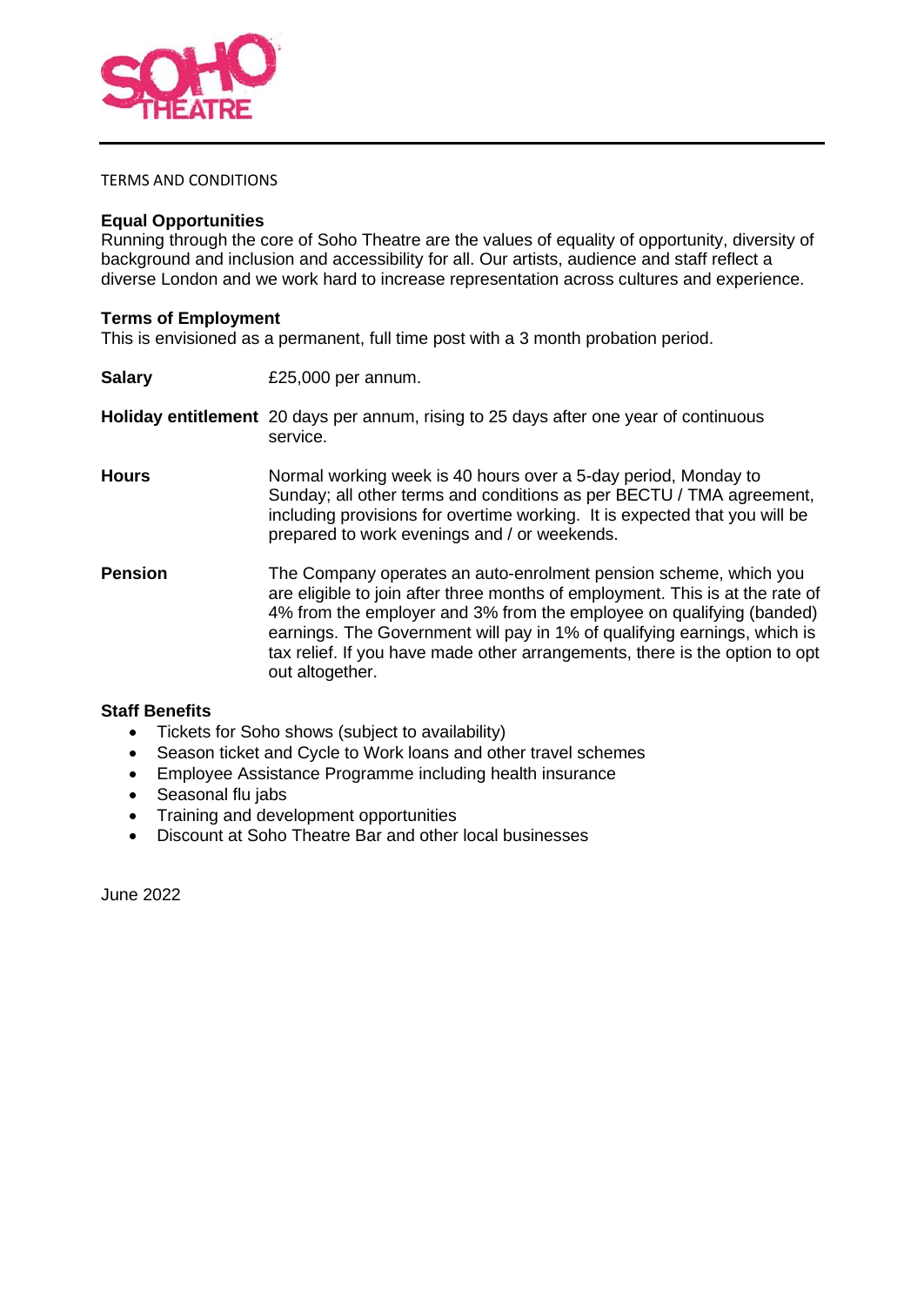TERMS AND CONDITIONS

**Equal Opportunities**

Running through the core of Soho Theatre are the values of equality of opportunity, diversity of background and inclusion and accessibility for all. Our artists, audience and staff reflect a diverse London and we work hard to increase representation across cultures and experience.

**Terms of Employment**

This is envisioned as a permanent, full time post with a 3 month probation period.

| | |
|---|---|
| **Salary** | £25,000 per annum. |
| **Holiday entitlement** | 20 days per annum, rising to 25 days after one year of continuous service. |
| **Hours** | Normal working week is 40 hours over a 5-day period, Monday to Sunday; all other terms and conditions as per BECTU / TMA agreement, including provisions for overtime working. It is expected that you will be prepared to work evenings and / or weekends. |
| **Pension** | The Company operates an auto-enrolment pension scheme, which you are eligible to join after three months of employment. This is at the rate of 4% from the employer and 3% from the employee on qualifying (banded) earnings. The Government will pay in 1% of qualifying earnings, which is tax relief. If you have made other arrangements, there is the option to opt out altogether. |

**Staff Benefits**

- Tickets for Soho shows (subject to availability)
- Season ticket and Cycle to Work loans and other travel schemes
- Employee Assistance Programme including health insurance
- Seasonal flu jabs
- Training and development opportunities
- Discount at Soho Theatre Bar and other local businesses

June 2022